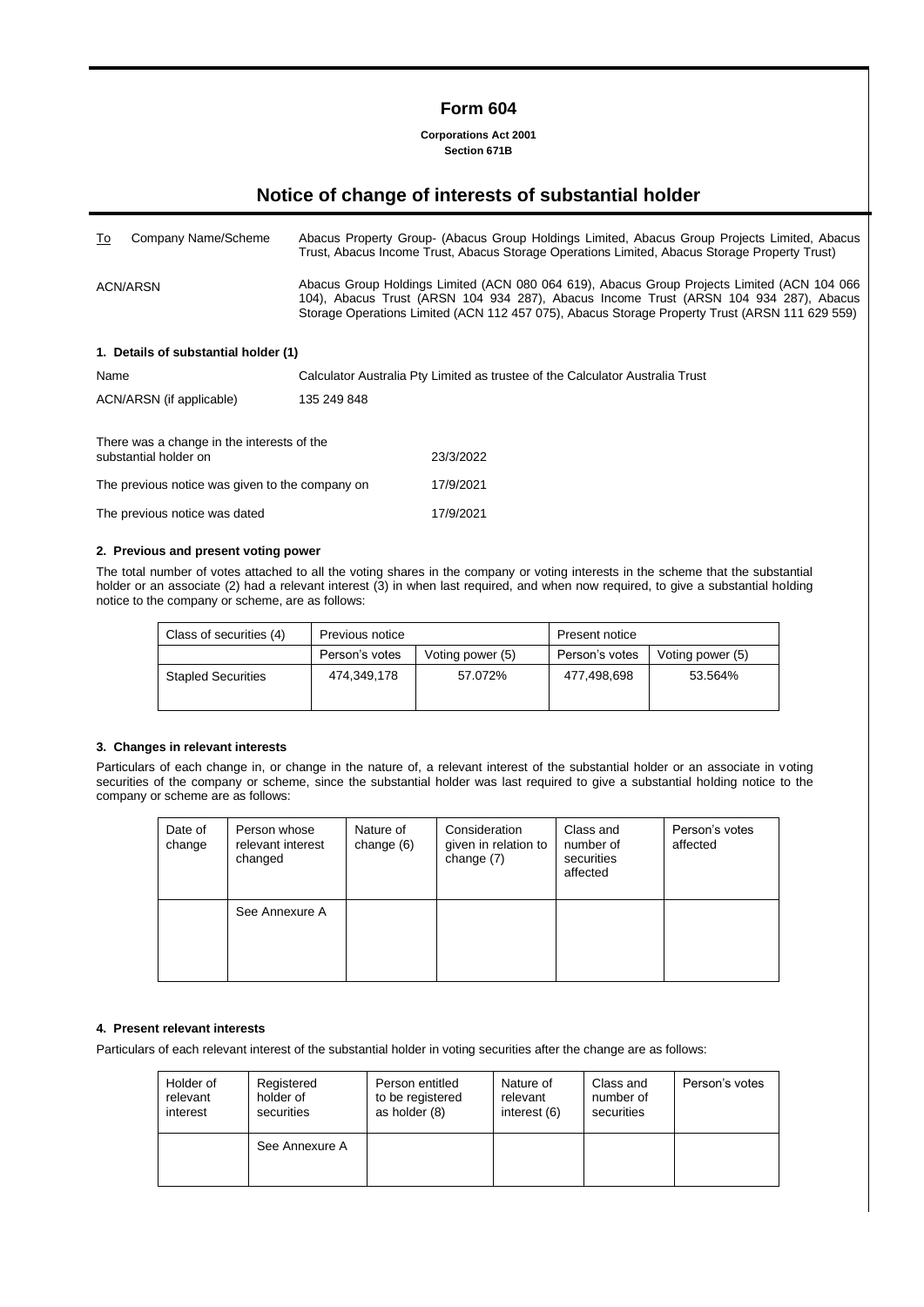# Form 604

**Corporations Act 2001**
**Section 671B**

## Notice of change of interests of substantial holder

| To Company Name/Scheme | Abacus Property Group- (Abacus Group Holdings Limited, Abacus Group Projects Limited, Abacus Trust, Abacus Income Trust, Abacus Storage Operations Limited, Abacus Storage Property Trust) |
|---|---|
| ACN/ARSN | Abacus Group Holdings Limited (ACN 080 064 619), Abacus Group Projects Limited (ACN 104 066 104), Abacus Trust (ARSN 104 934 287), Abacus Income Trust (ARSN 104 934 287), Abacus Storage Operations Limited (ACN 112 457 075), Abacus Storage Property Trust (ARSN 111 629 559) |

### 1. Details of substantial holder (1)

| | |
|---|---|
| Name | Calculator Australia Pty Limited as trustee of the Calculator Australia Trust |
| ACN/ARSN (if applicable) | 135 249 848 |

| | |
|---|---|
| There was a change in the interests of the substantial holder on | 23/3/2022 |
| The previous notice was given to the company on | 17/9/2021 |
| The previous notice was dated | 17/9/2021 |

### 2. Previous and present voting power

The total number of votes attached to all the voting shares in the company or voting interests in the scheme that the substantial holder or an associate (2) had a relevant interest (3) in when last required, and when now required, to give a substantial holding notice to the company or scheme, are as follows:

| Class of securities (4) | Previous notice | | Present notice | |
|---|---|---|---|---|
| | Person's votes | Voting power (5) | Person's votes | Voting power (5) |
| Stapled Securities | 474,349,178 | 57.072% | 477,498,698 | 53.564% |

### 3. Changes in relevant interests

Particulars of each change in, or change in the nature of, a relevant interest of the substantial holder or an associate in voting securities of the company or scheme, since the substantial holder was last required to give a substantial holding notice to the company or scheme are as follows:

| Date of change | Person whose relevant interest changed | Nature of change (6) | Consideration given in relation to change (7) | Class and number of securities affected | Person's votes affected |
|---|---|---|---|---|---|
| | See Annexure A | | | | |

### 4. Present relevant interests

Particulars of each relevant interest of the substantial holder in voting securities after the change are as follows:

| Holder of relevant interest | Registered holder of securities | Person entitled to be registered as holder (8) | Nature of relevant interest (6) | Class and number of securities | Person's votes |
|---|---|---|---|---|---|
| | See Annexure A | | | | |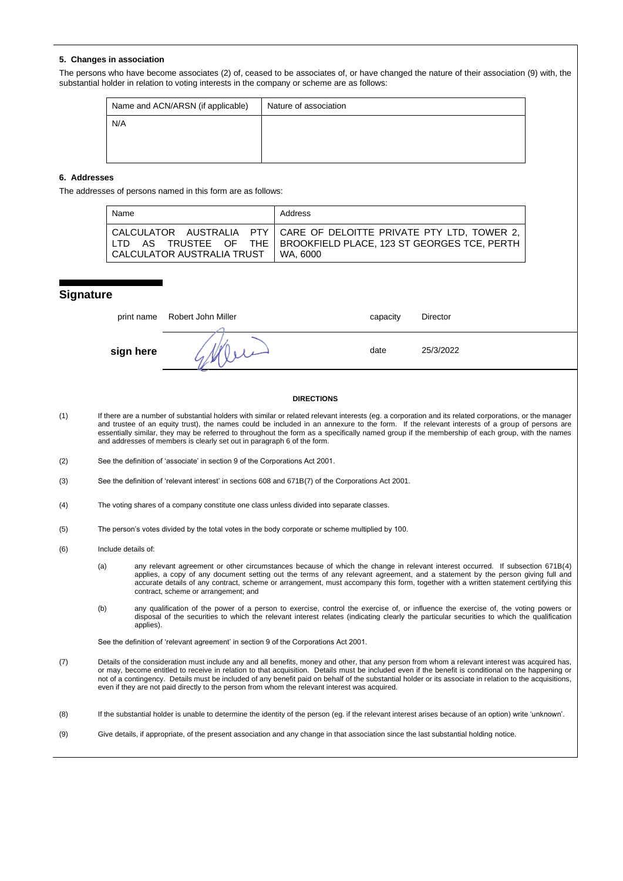### 5. Changes in association

The persons who have become associates (2) of, ceased to be associates of, or have changed the nature of their association (9) with, the substantial holder in relation to voting interests in the company or scheme are as follows:

| Name and ACN/ARSN (if applicable) | Nature of association |
|---|---|
| N/A | |

### 6. Addresses

The addresses of persons named in this form are as follows:

| Name | Address |
|---|---|
| CALCULATOR AUSTRALIA PTY LTD AS TRUSTEE OF THE CALCULATOR AUSTRALIA TRUST | CARE OF DELOITTE PRIVATE PTY LTD, TOWER 2, BROOKFIELD PLACE, 123 ST GEORGES TCE, PERTH WA, 6000 |

## Signature

| | | | |
|---|---|---|---|
| print name | Robert John Miller | capacity | Director |
| **sign here** | | date | 25/3/2022 |

**DIRECTIONS**

(1) If there are a number of substantial holders with similar or related relevant interests (eg. a corporation and its related corporations, or the manager and trustee of an equity trust), the names could be included in an annexure to the form. If the relevant interests of a group of persons are essentially similar, they may be referred to throughout the form as a specifically named group if the membership of each group, with the names and addresses of members is clearly set out in paragraph 6 of the form.

(2) See the definition of 'associate' in section 9 of the Corporations Act 2001.

(3) See the definition of 'relevant interest' in sections 608 and 671B(7) of the Corporations Act 2001.

(4) The voting shares of a company constitute one class unless divided into separate classes.

(5) The person's votes divided by the total votes in the body corporate or scheme multiplied by 100.

(6) Include details of:

(a) any relevant agreement or other circumstances because of which the change in relevant interest occurred. If subsection 671B(4) applies, a copy of any document setting out the terms of any relevant agreement, and a statement by the person giving full and accurate details of any contract, scheme or arrangement, must accompany this form, together with a written statement certifying this contract, scheme or arrangement; and

(b) any qualification of the power of a person to exercise, control the exercise of, or influence the exercise of, the voting powers or disposal of the securities to which the relevant interest relates (indicating clearly the particular securities to which the qualification applies).

See the definition of 'relevant agreement' in section 9 of the Corporations Act 2001.

(7) Details of the consideration must include any and all benefits, money and other, that any person from whom a relevant interest was acquired has, or may, become entitled to receive in relation to that acquisition. Details must be included even if the benefit is conditional on the happening or not of a contingency. Details must be included of any benefit paid on behalf of the substantial holder or its associate in relation to the acquisitions, even if they are not paid directly to the person from whom the relevant interest was acquired.

(8) If the substantial holder is unable to determine the identity of the person (eg. if the relevant interest arises because of an option) write 'unknown'.

(9) Give details, if appropriate, of the present association and any change in that association since the last substantial holding notice.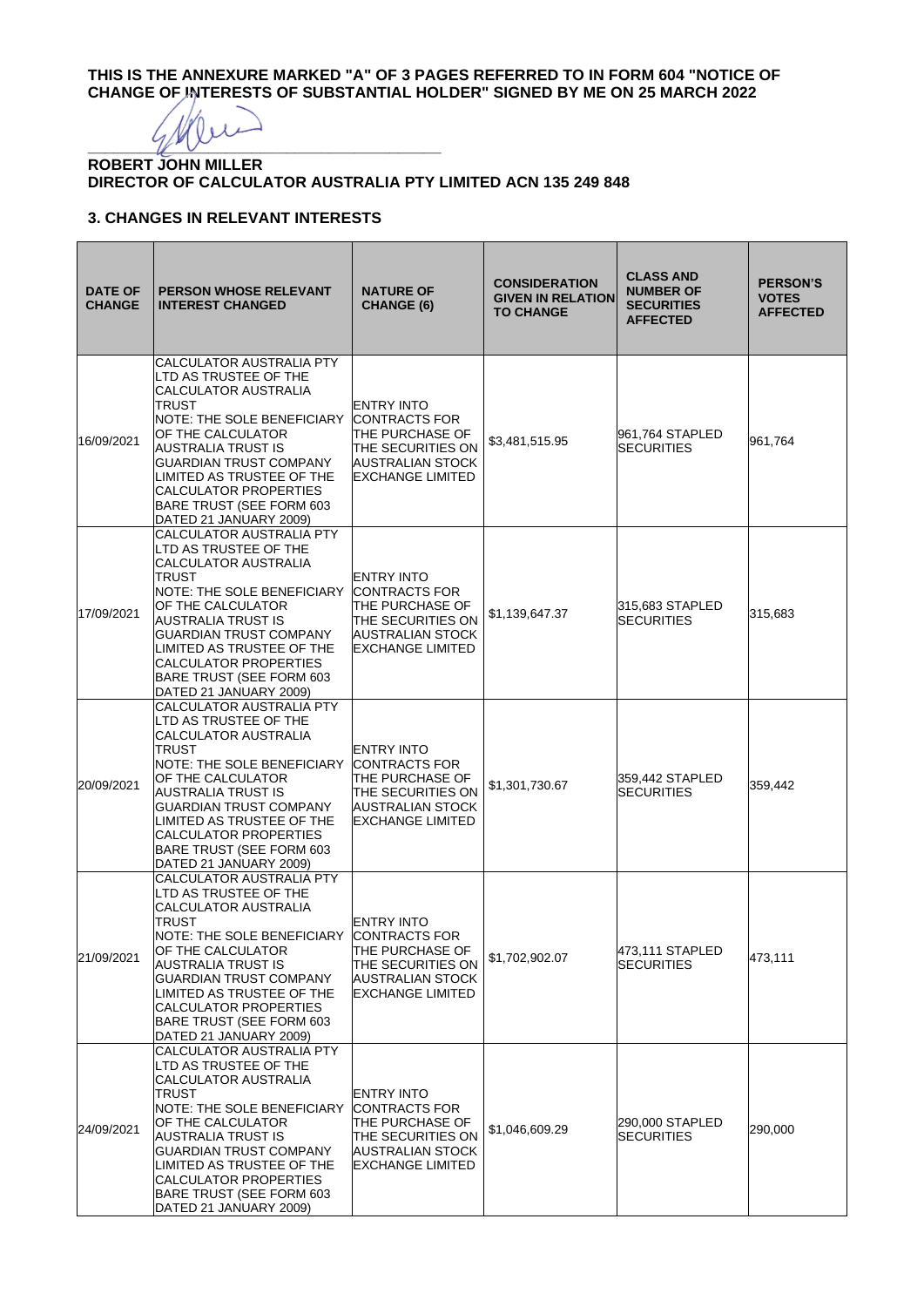**THIS IS THE ANNEXURE MARKED "A" OF 3 PAGES REFERRED TO IN FORM 604 "NOTICE OF CHANGE OF INTERESTS OF SUBSTANTIAL HOLDER" SIGNED BY ME ON 25 MARCH 2022**

______________________________________

**ROBERT JOHN MILLER**
**DIRECTOR OF CALCULATOR AUSTRALIA PTY LIMITED ACN 135 249 848**

## 3. CHANGES IN RELEVANT INTERESTS

| DATE OF CHANGE | PERSON WHOSE RELEVANT INTEREST CHANGED | NATURE OF CHANGE (6) | CONSIDERATION GIVEN IN RELATION TO CHANGE | CLASS AND NUMBER OF SECURITIES AFFECTED | PERSON'S VOTES AFFECTED |
|---|---|---|---|---|---|
| 16/09/2021 | CALCULATOR AUSTRALIA PTY LTD AS TRUSTEE OF THE CALCULATOR AUSTRALIA TRUST NOTE: THE SOLE BENEFICIARY OF THE CALCULATOR AUSTRALIA TRUST IS GUARDIAN TRUST COMPANY LIMITED AS TRUSTEE OF THE CALCULATOR PROPERTIES BARE TRUST (SEE FORM 603 DATED 21 JANUARY 2009) | ENTRY INTO CONTRACTS FOR THE PURCHASE OF THE SECURITIES ON AUSTRALIAN STOCK EXCHANGE LIMITED | $3,481,515.95 | 961,764 STAPLED SECURITIES | 961,764 |
| 17/09/2021 | CALCULATOR AUSTRALIA PTY LTD AS TRUSTEE OF THE CALCULATOR AUSTRALIA TRUST NOTE: THE SOLE BENEFICIARY OF THE CALCULATOR AUSTRALIA TRUST IS GUARDIAN TRUST COMPANY LIMITED AS TRUSTEE OF THE CALCULATOR PROPERTIES BARE TRUST (SEE FORM 603 DATED 21 JANUARY 2009) | ENTRY INTO CONTRACTS FOR THE PURCHASE OF THE SECURITIES ON AUSTRALIAN STOCK EXCHANGE LIMITED | $1,139,647.37 | 315,683 STAPLED SECURITIES | 315,683 |
| 20/09/2021 | CALCULATOR AUSTRALIA PTY LTD AS TRUSTEE OF THE CALCULATOR AUSTRALIA TRUST NOTE: THE SOLE BENEFICIARY OF THE CALCULATOR AUSTRALIA TRUST IS GUARDIAN TRUST COMPANY LIMITED AS TRUSTEE OF THE CALCULATOR PROPERTIES BARE TRUST (SEE FORM 603 DATED 21 JANUARY 2009) | ENTRY INTO CONTRACTS FOR THE PURCHASE OF THE SECURITIES ON AUSTRALIAN STOCK EXCHANGE LIMITED | $1,301,730.67 | 359,442 STAPLED SECURITIES | 359,442 |
| 21/09/2021 | CALCULATOR AUSTRALIA PTY LTD AS TRUSTEE OF THE CALCULATOR AUSTRALIA TRUST NOTE: THE SOLE BENEFICIARY OF THE CALCULATOR AUSTRALIA TRUST IS GUARDIAN TRUST COMPANY LIMITED AS TRUSTEE OF THE CALCULATOR PROPERTIES BARE TRUST (SEE FORM 603 DATED 21 JANUARY 2009) | ENTRY INTO CONTRACTS FOR THE PURCHASE OF THE SECURITIES ON AUSTRALIAN STOCK EXCHANGE LIMITED | $1,702,902.07 | 473,111 STAPLED SECURITIES | 473,111 |
| 24/09/2021 | CALCULATOR AUSTRALIA PTY LTD AS TRUSTEE OF THE CALCULATOR AUSTRALIA TRUST NOTE: THE SOLE BENEFICIARY OF THE CALCULATOR AUSTRALIA TRUST IS GUARDIAN TRUST COMPANY LIMITED AS TRUSTEE OF THE CALCULATOR PROPERTIES BARE TRUST (SEE FORM 603 DATED 21 JANUARY 2009) | ENTRY INTO CONTRACTS FOR THE PURCHASE OF THE SECURITIES ON AUSTRALIAN STOCK EXCHANGE LIMITED | $1,046,609.29 | 290,000 STAPLED SECURITIES | 290,000 |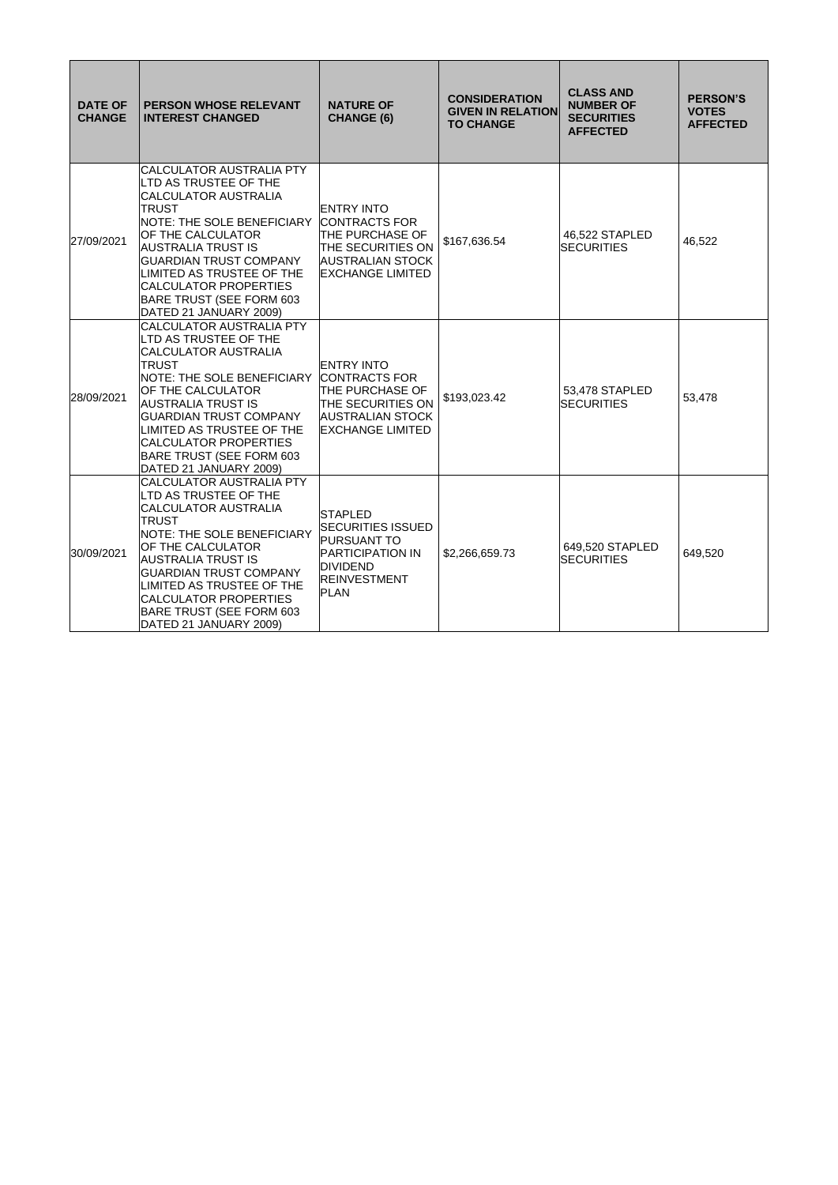| DATE OF CHANGE | PERSON WHOSE RELEVANT INTEREST CHANGED | NATURE OF CHANGE (6) | CONSIDERATION GIVEN IN RELATION TO CHANGE | CLASS AND NUMBER OF SECURITIES AFFECTED | PERSON'S VOTES AFFECTED |
|---|---|---|---|---|---|
| 27/09/2021 | CALCULATOR AUSTRALIA PTY LTD AS TRUSTEE OF THE CALCULATOR AUSTRALIA TRUST NOTE: THE SOLE BENEFICIARY OF THE CALCULATOR AUSTRALIA TRUST IS GUARDIAN TRUST COMPANY LIMITED AS TRUSTEE OF THE CALCULATOR PROPERTIES BARE TRUST (SEE FORM 603 DATED 21 JANUARY 2009) | ENTRY INTO CONTRACTS FOR THE PURCHASE OF THE SECURITIES ON AUSTRALIAN STOCK EXCHANGE LIMITED | $167,636.54 | 46,522 STAPLED SECURITIES | 46,522 |
| 28/09/2021 | CALCULATOR AUSTRALIA PTY LTD AS TRUSTEE OF THE CALCULATOR AUSTRALIA TRUST NOTE: THE SOLE BENEFICIARY OF THE CALCULATOR AUSTRALIA TRUST IS GUARDIAN TRUST COMPANY LIMITED AS TRUSTEE OF THE CALCULATOR PROPERTIES BARE TRUST (SEE FORM 603 DATED 21 JANUARY 2009) | ENTRY INTO CONTRACTS FOR THE PURCHASE OF THE SECURITIES ON AUSTRALIAN STOCK EXCHANGE LIMITED | $193,023.42 | 53,478 STAPLED SECURITIES | 53,478 |
| 30/09/2021 | CALCULATOR AUSTRALIA PTY LTD AS TRUSTEE OF THE CALCULATOR AUSTRALIA TRUST NOTE: THE SOLE BENEFICIARY OF THE CALCULATOR AUSTRALIA TRUST IS GUARDIAN TRUST COMPANY LIMITED AS TRUSTEE OF THE CALCULATOR PROPERTIES BARE TRUST (SEE FORM 603 DATED 21 JANUARY 2009) | STAPLED SECURITIES ISSUED PURSUANT TO PARTICIPATION IN DIVIDEND REINVESTMENT PLAN | $2,266,659.73 | 649,520 STAPLED SECURITIES | 649,520 |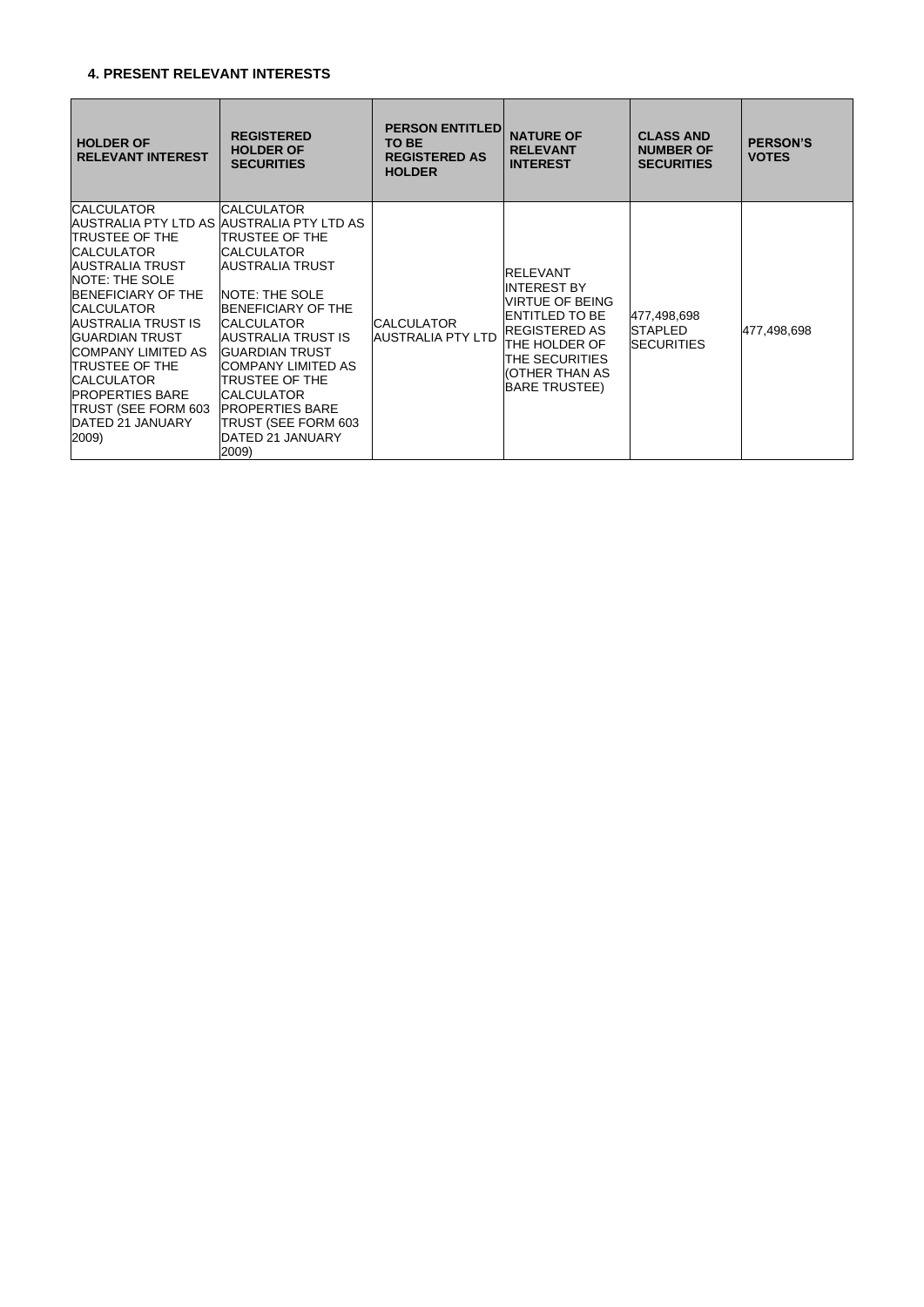#### 4. PRESENT RELEVANT INTERESTS

| HOLDER OF RELEVANT INTEREST | REGISTERED HOLDER OF SECURITIES | PERSON ENTITLED TO BE REGISTERED AS HOLDER | NATURE OF RELEVANT INTEREST | CLASS AND NUMBER OF SECURITIES | PERSON'S VOTES |
|---|---|---|---|---|---|
| CALCULATOR AUSTRALIA PTY LTD AS TRUSTEE OF THE CALCULATOR AUSTRALIA TRUST NOTE: THE SOLE BENEFICIARY OF THE CALCULATOR AUSTRALIA TRUST IS GUARDIAN TRUST COMPANY LIMITED AS TRUSTEE OF THE CALCULATOR PROPERTIES BARE TRUST (SEE FORM 603 DATED 21 JANUARY 2009) | CALCULATOR AUSTRALIA PTY LTD AS TRUSTEE OF THE CALCULATOR AUSTRALIA TRUST NOTE: THE SOLE BENEFICIARY OF THE CALCULATOR AUSTRALIA TRUST IS GUARDIAN TRUST COMPANY LIMITED AS TRUSTEE OF THE CALCULATOR PROPERTIES BARE TRUST (SEE FORM 603 DATED 21 JANUARY 2009) | CALCULATOR AUSTRALIA PTY LTD | RELEVANT INTEREST BY VIRTUE OF BEING ENTITLED TO BE REGISTERED AS THE HOLDER OF THE SECURITIES (OTHER THAN AS BARE TRUSTEE) | 477,498,698 STAPLED SECURITIES | 477,498,698 |